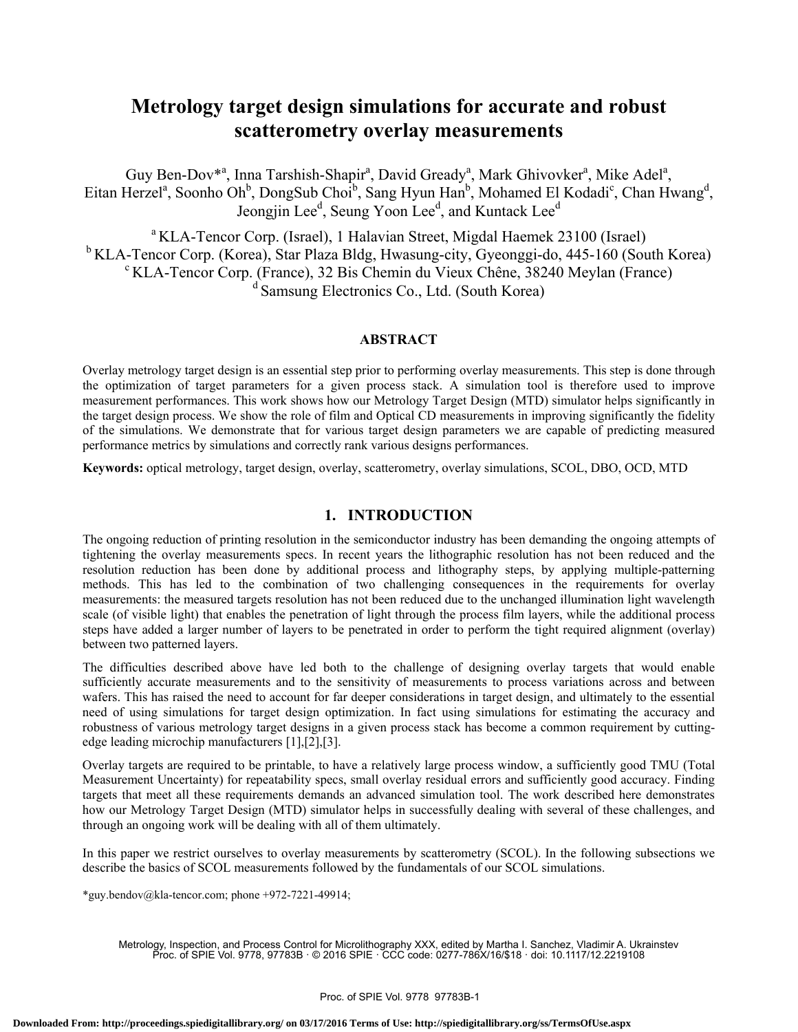# Metrology target design simulations for accurate and robust scatterometry overlay measurements

Guy Ben-Dov*[a], Inna Tarshish-Shapir[a], David Gready[a], Mark Ghivovker[a], Mike Adel[a], Eitan Herzel[a], Soonho Oh[b], DongSub Choi[b], Sang Hyun Han[b], Mohamed El Kodadi[c], Chan Hwang[d], Jeongjin Lee[d], Seung Yoon Lee[d], and Kuntack Lee[d]

[a] KLA-Tencor Corp. (Israel), 1 Halavian Street, Migdal Haemek 23100 (Israel)
[b] KLA-Tencor Corp. (Korea), Star Plaza Bldg, Hwasung-city, Gyeonggi-do, 445-160 (South Korea)
[c] KLA-Tencor Corp. (France), 32 Bis Chemin du Vieux Chêne, 38240 Meylan (France)
[d] Samsung Electronics Co., Ltd. (South Korea)

## ABSTRACT

Overlay metrology target design is an essential step prior to performing overlay measurements. This step is done through the optimization of target parameters for a given process stack. A simulation tool is therefore used to improve measurement performances. This work shows how our Metrology Target Design (MTD) simulator helps significantly in the target design process. We show the role of film and Optical CD measurements in improving significantly the fidelity of the simulations. We demonstrate that for various target design parameters we are capable of predicting measured performance metrics by simulations and correctly rank various designs performances.

**Keywords:** optical metrology, target design, overlay, scatterometry, overlay simulations, SCOL, DBO, OCD, MTD

## 1. INTRODUCTION

The ongoing reduction of printing resolution in the semiconductor industry has been demanding the ongoing attempts of tightening the overlay measurements specs. In recent years the lithographic resolution has not been reduced and the resolution reduction has been done by additional process and lithography steps, by applying multiple-patterning methods. This has led to the combination of two challenging consequences in the requirements for overlay measurements: the measured targets resolution has not been reduced due to the unchanged illumination light wavelength scale (of visible light) that enables the penetration of light through the process film layers, while the additional process steps have added a larger number of layers to be penetrated in order to perform the tight required alignment (overlay) between two patterned layers.

The difficulties described above have led both to the challenge of designing overlay targets that would enable sufficiently accurate measurements and to the sensitivity of measurements to process variations across and between wafers. This has raised the need to account for far deeper considerations in target design, and ultimately to the essential need of using simulations for target design optimization. In fact using simulations for estimating the accuracy and robustness of various metrology target designs in a given process stack has become a common requirement by cutting-edge leading microchip manufacturers [1],[2],[3].

Overlay targets are required to be printable, to have a relatively large process window, a sufficiently good TMU (Total Measurement Uncertainty) for repeatability specs, small overlay residual errors and sufficiently good accuracy. Finding targets that meet all these requirements demands an advanced simulation tool. The work described here demonstrates how our Metrology Target Design (MTD) simulator helps in successfully dealing with several of these challenges, and through an ongoing work will be dealing with all of them ultimately.

In this paper we restrict ourselves to overlay measurements by scatterometry (SCOL). In the following subsections we describe the basics of SCOL measurements followed by the fundamentals of our SCOL simulations.

*guy.bendov@kla-tencor.com; phone +972-7221-49914;

Metrology, Inspection, and Process Control for Microlithography XXX, edited by Martha I. Sanchez, Vladimir A. Ukrainstev
Proc. of SPIE Vol. 9778, 97783B · © 2016 SPIE · CCC code: 0277-786X/16/$18 · doi: 10.1117/12.2219108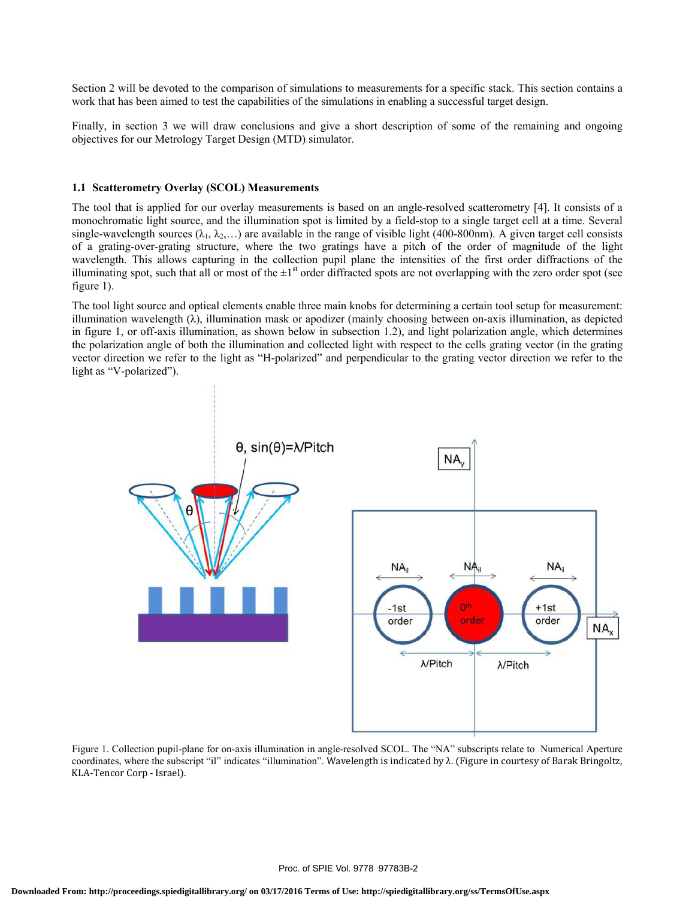Section 2 will be devoted to the comparison of simulations to measurements for a specific stack. This section contains a work that has been aimed to test the capabilities of the simulations in enabling a successful target design.

Finally, in section 3 we will draw conclusions and give a short description of some of the remaining and ongoing objectives for our Metrology Target Design (MTD) simulator.

### 1.1 Scatterometry Overlay (SCOL) Measurements

The tool that is applied for our overlay measurements is based on an angle-resolved scatterometry [4]. It consists of a monochromatic light source, and the illumination spot is limited by a field-stop to a single target cell at a time. Several single-wavelength sources ($\lambda_1$, $\lambda_2$,…) are available in the range of visible light (400-800nm). A given target cell consists of a grating-over-grating structure, where the two gratings have a pitch of the order of magnitude of the light wavelength. This allows capturing in the collection pupil plane the intensities of the first order diffractions of the illuminating spot, such that all or most of the $\pm1^{st}$ order diffracted spots are not overlapping with the zero order spot (see figure 1).

The tool light source and optical elements enable three main knobs for determining a certain tool setup for measurement: illumination wavelength ($\lambda$), illumination mask or apodizer (mainly choosing between on-axis illumination, as depicted in figure 1, or off-axis illumination, as shown below in subsection 1.2), and light polarization angle, which determines the polarization angle of both the illumination and collected light with respect to the cells grating vector (in the grating vector direction we refer to the light as "H-polarized" and perpendicular to the grating vector direction we refer to the light as "V-polarized").

Figure 1. Collection pupil-plane for on-axis illumination in angle-resolved SCOL. The "NA" subscripts relate to Numerical Aperture coordinates, where the subscript "il" indicates "illumination". Wavelength is indicated by $\lambda$. (Figure in courtesy of Barak Bringoltz, KLA-Tencor Corp - Israel).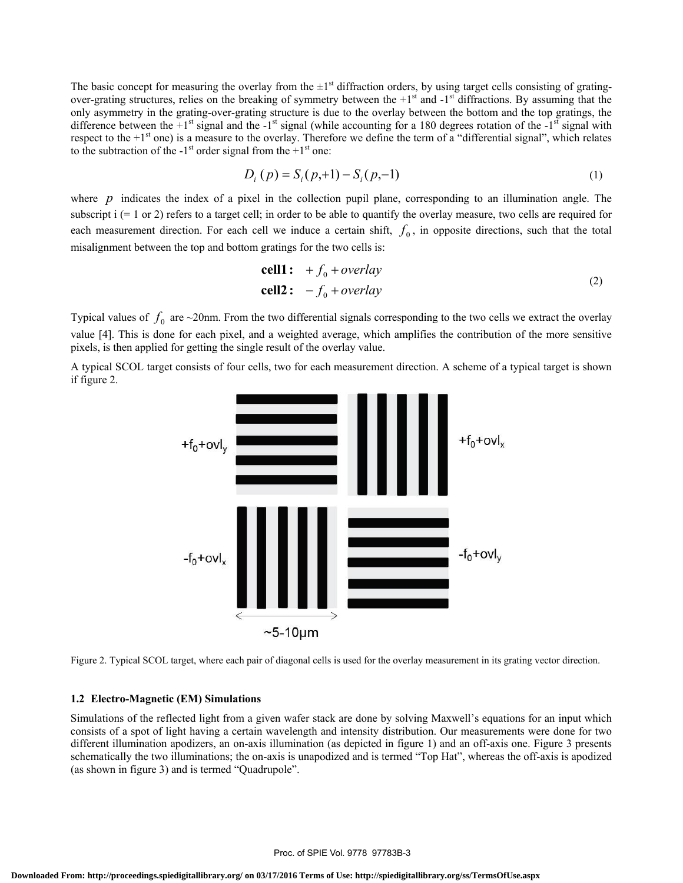The basic concept for measuring the overlay from the ±1st diffraction orders, by using target cells consisting of grating-over-grating structures, relies on the breaking of symmetry between the +1st and -1st diffractions. By assuming that the only asymmetry in the grating-over-grating structure is due to the overlay between the bottom and the top gratings, the difference between the +1st signal and the -1st signal (while accounting for a 180 degrees rotation of the -1st signal with respect to the +1st one) is a measure to the overlay. Therefore we define the term of a "differential signal", which relates to the subtraction of the -1st order signal from the +1st one:

$$D_i(p) = S_i(p,+1) - S_i(p,-1) \tag{1}$$

where $p$ indicates the index of a pixel in the collection pupil plane, corresponding to an illumination angle. The subscript i (= 1 or 2) refers to a target cell; in order to be able to quantify the overlay measure, two cells are required for each measurement direction. For each cell we induce a certain shift, $f_0$, in opposite directions, such that the total misalignment between the top and bottom gratings for the two cells is:

$$\begin{aligned} \textbf{cell1:} \quad & +f_0 + overlay \\ \textbf{cell2:} \quad & -f_0 + overlay \end{aligned} \tag{2}$$

Typical values of $f_0$ are ~20nm. From the two differential signals corresponding to the two cells we extract the overlay value [4]. This is done for each pixel, and a weighted average, which amplifies the contribution of the more sensitive pixels, is then applied for getting the single result of the overlay value.

A typical SCOL target consists of four cells, two for each measurement direction. A scheme of a typical target is shown if figure 2.

Figure 2. Typical SCOL target, where each pair of diagonal cells is used for the overlay measurement in its grating vector direction.

### 1.2 Electro-Magnetic (EM) Simulations

Simulations of the reflected light from a given wafer stack are done by solving Maxwell's equations for an input which consists of a spot of light having a certain wavelength and intensity distribution. Our measurements were done for two different illumination apodizers, an on-axis illumination (as depicted in figure 1) and an off-axis one. Figure 3 presents schematically the two illuminations; the on-axis is unapodized and is termed "Top Hat", whereas the off-axis is apodized (as shown in figure 3) and is termed "Quadrupole".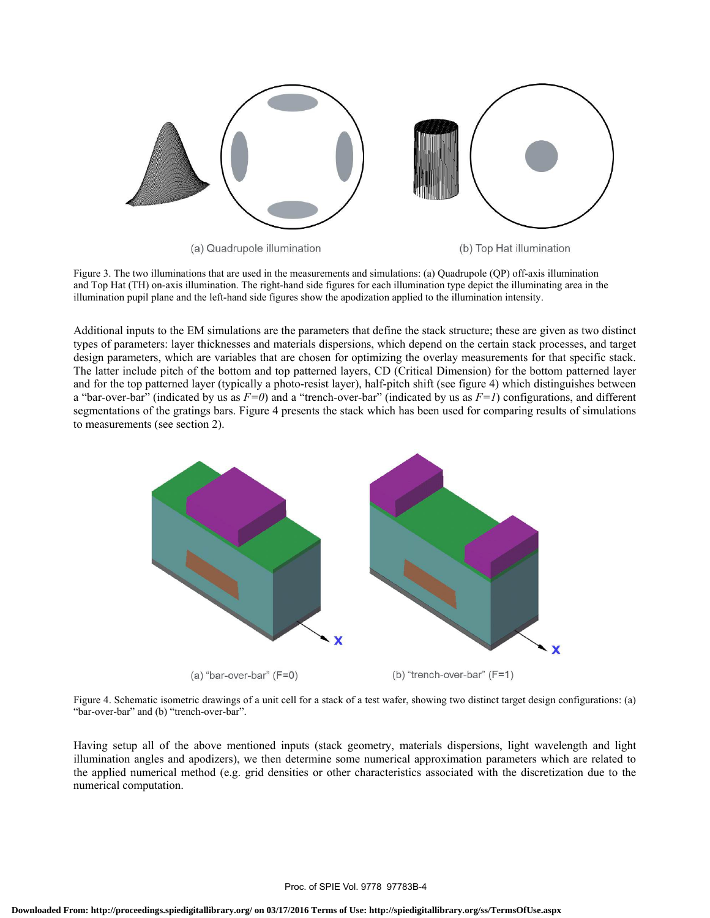(a) Quadrupole illumination

(b) Top Hat illumination

Figure 3. The two illuminations that are used in the measurements and simulations: (a) Quadrupole (QP) off-axis illumination and Top Hat (TH) on-axis illumination. The right-hand side figures for each illumination type depict the illuminating area in the illumination pupil plane and the left-hand side figures show the apodization applied to the illumination intensity.

Additional inputs to the EM simulations are the parameters that define the stack structure; these are given as two distinct types of parameters: layer thicknesses and materials dispersions, which depend on the certain stack processes, and target design parameters, which are variables that are chosen for optimizing the overlay measurements for that specific stack. The latter include pitch of the bottom and top patterned layers, CD (Critical Dimension) for the bottom patterned layer and for the top patterned layer (typically a photo-resist layer), half-pitch shift (see figure 4) which distinguishes between a "bar-over-bar" (indicated by us as $F=0$) and a "trench-over-bar" (indicated by us as $F=1$) configurations, and different segmentations of the gratings bars. Figure 4 presents the stack which has been used for comparing results of simulations to measurements (see section 2).

(a) "bar-over-bar" (F=0)

(b) "trench-over-bar" (F=1)

Figure 4. Schematic isometric drawings of a unit cell for a stack of a test wafer, showing two distinct target design configurations: (a) "bar-over-bar" and (b) "trench-over-bar".

Having setup all of the above mentioned inputs (stack geometry, materials dispersions, light wavelength and light illumination angles and apodizers), we then determine some numerical approximation parameters which are related to the applied numerical method (e.g. grid densities or other characteristics associated with the discretization due to the numerical computation.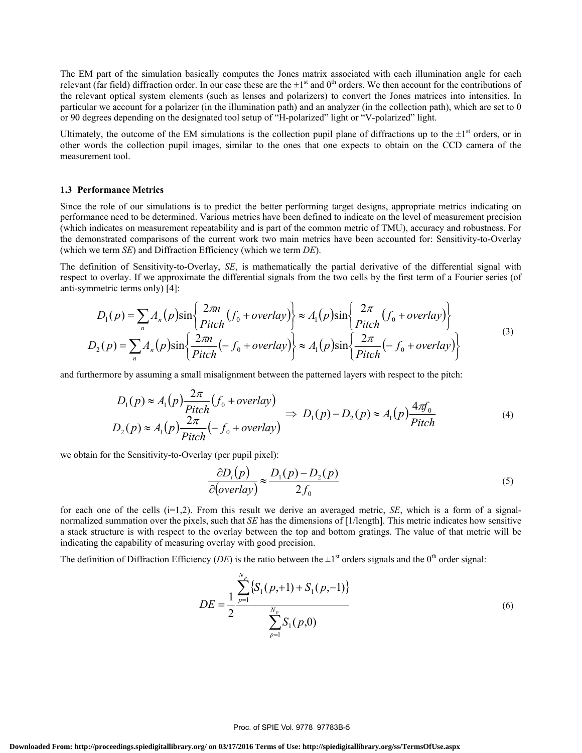The EM part of the simulation basically computes the Jones matrix associated with each illumination angle for each relevant (far field) diffraction order. In our case these are the $\pm 1^{st}$ and $0^{th}$ orders. We then account for the contributions of the relevant optical system elements (such as lenses and polarizers) to convert the Jones matrices into intensities. In particular we account for a polarizer (in the illumination path) and an analyzer (in the collection path), which are set to 0 or 90 degrees depending on the designated tool setup of "H-polarized" light or "V-polarized" light.

Ultimately, the outcome of the EM simulations is the collection pupil plane of diffractions up to the $\pm 1^{st}$ orders, or in other words the collection pupil images, similar to the ones that one expects to obtain on the CCD camera of the measurement tool.

### 1.3 Performance Metrics

Since the role of our simulations is to predict the better performing target designs, appropriate metrics indicating on performance need to be determined. Various metrics have been defined to indicate on the level of measurement precision (which indicates on measurement repeatability and is part of the common metric of TMU), accuracy and robustness. For the demonstrated comparisons of the current work two main metrics have been accounted for: Sensitivity-to-Overlay (which we term *SE*) and Diffraction Efficiency (which we term *DE*).

The definition of Sensitivity-to-Overlay, *SE*, is mathematically the partial derivative of the differential signal with respect to overlay. If we approximate the differential signals from the two cells by the first term of a Fourier series (of anti-symmetric terms only) [4]:

$$
\begin{aligned}
D_1(p) &= \sum_n A_n(p)\sin\left\{\frac{2\pi n}{Pitch}\left(f_0 + overlay\right)\right\} \approx A_1(p)\sin\left\{\frac{2\pi}{Pitch}\left(f_0 + overlay\right)\right\} \\
D_2(p) &= \sum_n A_n(p)\sin\left\{\frac{2\pi n}{Pitch}\left(-f_0 + overlay\right)\right\} \approx A_1(p)\sin\left\{\frac{2\pi}{Pitch}\left(-f_0 + overlay\right)\right\}
\end{aligned}
\tag{3}
$$

and furthermore by assuming a small misalignment between the patterned layers with respect to the pitch:

$$
\left.
\begin{aligned}
D_1(p) &\approx A_1(p)\frac{2\pi}{Pitch}\left(f_0 + overlay\right) \\
D_2(p) &\approx A_1(p)\frac{2\pi}{Pitch}\left(-f_0 + overlay\right)
\end{aligned}
\right\} \Rightarrow D_1(p) - D_2(p) \approx A_1(p)\frac{4\pi f_0}{Pitch}
\tag{4}
$$

we obtain for the Sensitivity-to-Overlay (per pupil pixel):

$$
\frac{\partial D_i(p)}{\partial(overlay)} \approx \frac{D_1(p) - D_2(p)}{2 f_0}
\tag{5}
$$

for each one of the cells (i=1,2). From this result we derive an averaged metric, *SE*, which is a form of a signal-normalized summation over the pixels, such that *SE* has the dimensions of [1/length]. This metric indicates how sensitive a stack structure is with respect to the overlay between the top and bottom gratings. The value of that metric will be indicating the capability of measuring overlay with good precision.

The definition of Diffraction Efficiency (*DE*) is the ratio between the $\pm 1^{st}$ orders signals and the $0^{th}$ order signal:

$$
DE = \frac{1}{2}\frac{\sum_{p=1}^{N_p}\left\{S_1(p,+1) + S_1(p,-1)\right\}}{\sum_{p=1}^{N_p} S_1(p,0)}
\tag{6}
$$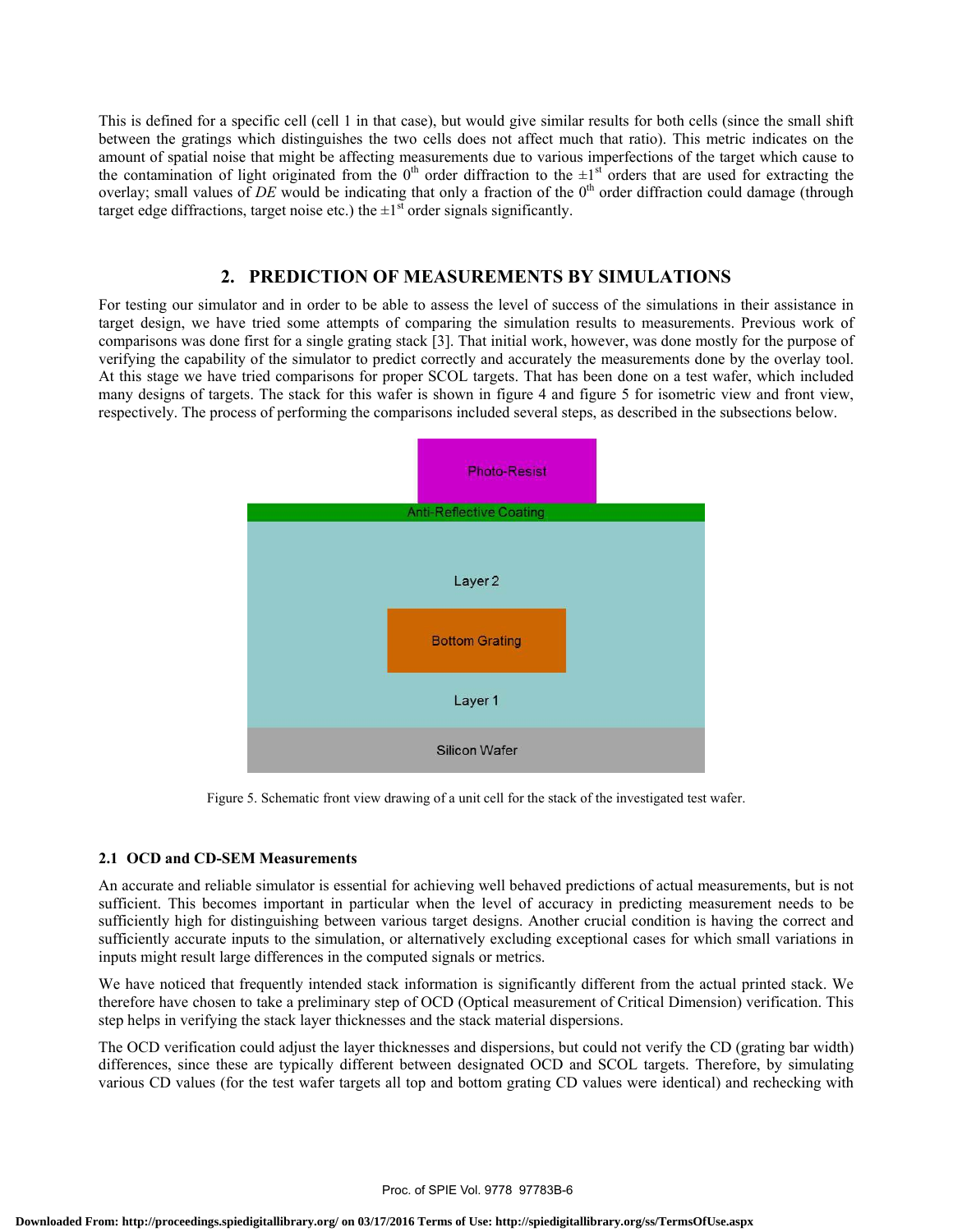This is defined for a specific cell (cell 1 in that case), but would give similar results for both cells (since the small shift between the gratings which distinguishes the two cells does not affect much that ratio). This metric indicates on the amount of spatial noise that might be affecting measurements due to various imperfections of the target which cause to the contamination of light originated from the $0^{th}$ order diffraction to the $\pm 1^{st}$ orders that are used for extracting the overlay; small values of *DE* would be indicating that only a fraction of the $0^{th}$ order diffraction could damage (through target edge diffractions, target noise etc.) the $\pm 1^{st}$ order signals significantly.

## 2. PREDICTION OF MEASUREMENTS BY SIMULATIONS

For testing our simulator and in order to be able to assess the level of success of the simulations in their assistance in target design, we have tried some attempts of comparing the simulation results to measurements. Previous work of comparisons was done first for a single grating stack [3]. That initial work, however, was done mostly for the purpose of verifying the capability of the simulator to predict correctly and accurately the measurements done by the overlay tool. At this stage we have tried comparisons for proper SCOL targets. That has been done on a test wafer, which included many designs of targets. The stack for this wafer is shown in figure 4 and figure 5 for isometric view and front view, respectively. The process of performing the comparisons included several steps, as described in the subsections below.

Photo-Resist

Anti-Reflective Coating

Layer 2

Bottom Grating

Layer 1

Silicon Wafer

Figure 5. Schematic front view drawing of a unit cell for the stack of the investigated test wafer.

### 2.1 OCD and CD-SEM Measurements

An accurate and reliable simulator is essential for achieving well behaved predictions of actual measurements, but is not sufficient. This becomes important in particular when the level of accuracy in predicting measurement needs to be sufficiently high for distinguishing between various target designs. Another crucial condition is having the correct and sufficiently accurate inputs to the simulation, or alternatively excluding exceptional cases for which small variations in inputs might result large differences in the computed signals or metrics.

We have noticed that frequently intended stack information is significantly different from the actual printed stack. We therefore have chosen to take a preliminary step of OCD (Optical measurement of Critical Dimension) verification. This step helps in verifying the stack layer thicknesses and the stack material dispersions.

The OCD verification could adjust the layer thicknesses and dispersions, but could not verify the CD (grating bar width) differences, since these are typically different between designated OCD and SCOL targets. Therefore, by simulating various CD values (for the test wafer targets all top and bottom grating CD values were identical) and rechecking with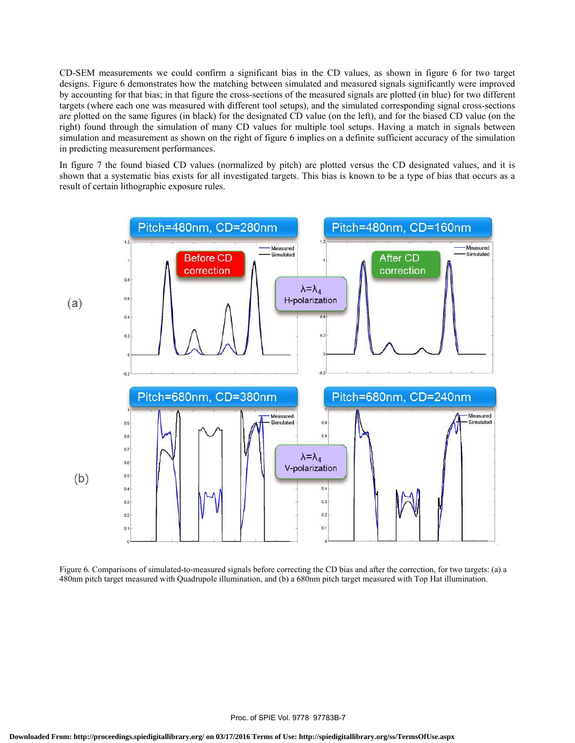CD-SEM measurements we could confirm a significant bias in the CD values, as shown in figure 6 for two target designs. Figure 6 demonstrates how the matching between simulated and measured signals significantly were improved by accounting for that bias; in that figure the cross-sections of the measured signals are plotted (in blue) for two different targets (where each one was measured with different tool setups), and the simulated corresponding signal cross-sections are plotted on the same figures (in black) for the designated CD value (on the left), and for the biased CD value (on the right) found through the simulation of many CD values for multiple tool setups. Having a match in signals between simulation and measurement as shown on the right of figure 6 implies on a definite sufficient accuracy of the simulation in predicting measurement performances.

In figure 7 the found biased CD values (normalized by pitch) are plotted versus the CD designated values, and it is shown that a systematic bias exists for all investigated targets. This bias is known to be a type of bias that occurs as a result of certain lithographic exposure rules.

Figure 6. Comparisons of simulated-to-measured signals before correcting the CD bias and after the correction, for two targets: (a) a 480nm pitch target measured with Quadrupole illumination, and (b) a 680nm pitch target measured with Top Hat illumination.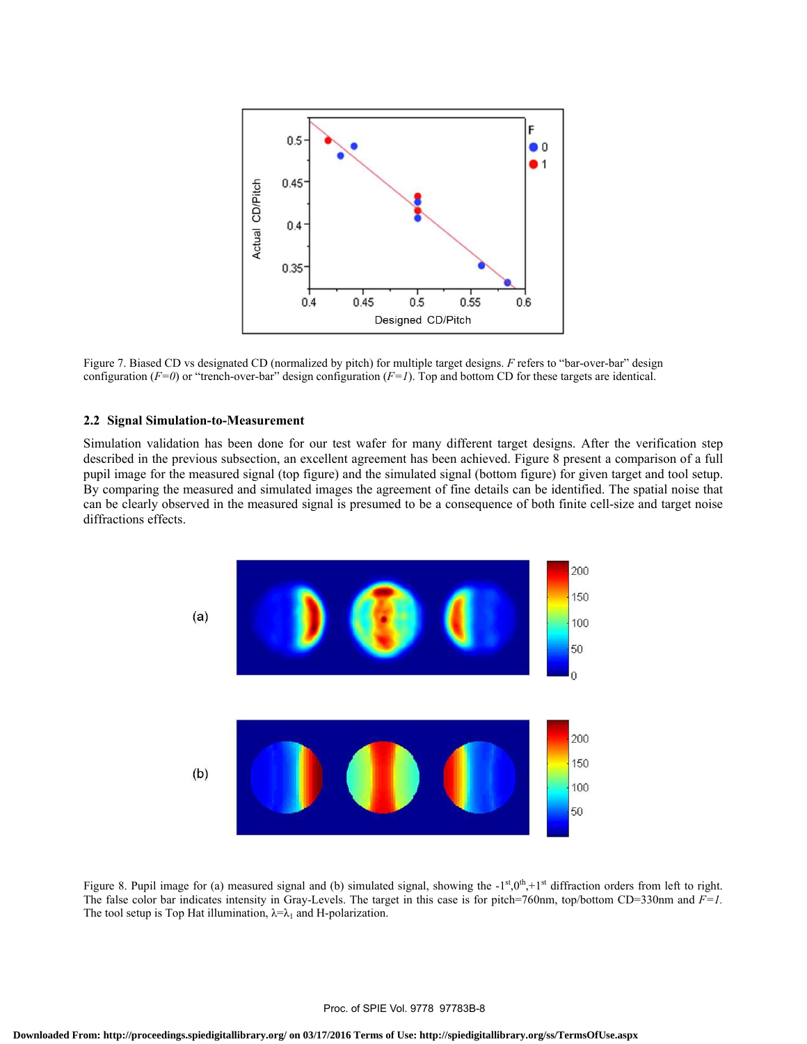Figure 7. Biased CD vs designated CD (normalized by pitch) for multiple target designs. *F* refers to "bar-over-bar" design configuration (*F=0*) or "trench-over-bar" design configuration (*F=1*). Top and bottom CD for these targets are identical.

### 2.2 Signal Simulation-to-Measurement

Simulation validation has been done for our test wafer for many different target designs. After the verification step described in the previous subsection, an excellent agreement has been achieved. Figure 8 present a comparison of a full pupil image for the measured signal (top figure) and the simulated signal (bottom figure) for given target and tool setup. By comparing the measured and simulated images the agreement of fine details can be identified. The spatial noise that can be clearly observed in the measured signal is presumed to be a consequence of both finite cell-size and target noise diffractions effects.

Figure 8. Pupil image for (a) measured signal and (b) simulated signal, showing the $-1^{st}, 0^{th}, +1^{st}$ diffraction orders from left to right. The false color bar indicates intensity in Gray-Levels. The target in this case is for pitch=760nm, top/bottom CD=330nm and *F=1.* The tool setup is Top Hat illumination, $\lambda=\lambda_1$ and H-polarization.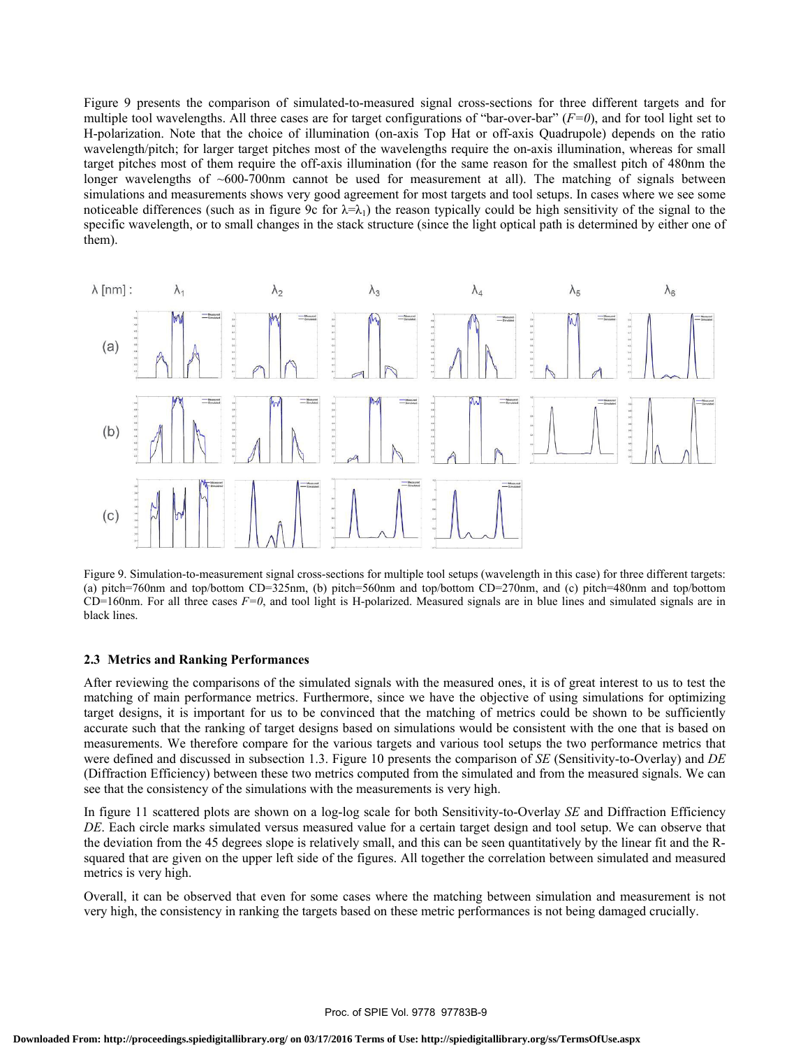Figure 9 presents the comparison of simulated-to-measured signal cross-sections for three different targets and for multiple tool wavelengths. All three cases are for target configurations of "bar-over-bar" ($F=0$), and for tool light set to H-polarization. Note that the choice of illumination (on-axis Top Hat or off-axis Quadrupole) depends on the ratio wavelength/pitch; for larger target pitches most of the wavelengths require the on-axis illumination, whereas for small target pitches most of them require the off-axis illumination (for the same reason for the smallest pitch of 480nm the longer wavelengths of ~600-700nm cannot be used for measurement at all). The matching of signals between simulations and measurements shows very good agreement for most targets and tool setups. In cases where we see some noticeable differences (such as in figure 9c for $\lambda=\lambda_1$) the reason typically could be high sensitivity of the signal to the specific wavelength, or to small changes in the stack structure (since the light optical path is determined by either one of them).

Figure 9. Simulation-to-measurement signal cross-sections for multiple tool setups (wavelength in this case) for three different targets: (a) pitch=760nm and top/bottom CD=325nm, (b) pitch=560nm and top/bottom CD=270nm, and (c) pitch=480nm and top/bottom CD=160nm. For all three cases $F=0$, and tool light is H-polarized. Measured signals are in blue lines and simulated signals are in black lines.

### 2.3 Metrics and Ranking Performances

After reviewing the comparisons of the simulated signals with the measured ones, it is of great interest to us to test the matching of main performance metrics. Furthermore, since we have the objective of using simulations for optimizing target designs, it is important for us to be convinced that the matching of metrics could be shown to be sufficiently accurate such that the ranking of target designs based on simulations would be consistent with the one that is based on measurements. We therefore compare for the various targets and various tool setups the two performance metrics that were defined and discussed in subsection 1.3. Figure 10 presents the comparison of *SE* (Sensitivity-to-Overlay) and *DE* (Diffraction Efficiency) between these two metrics computed from the simulated and from the measured signals. We can see that the consistency of the simulations with the measurements is very high.

In figure 11 scattered plots are shown on a log-log scale for both Sensitivity-to-Overlay *SE* and Diffraction Efficiency *DE*. Each circle marks simulated versus measured value for a certain target design and tool setup. We can observe that the deviation from the 45 degrees slope is relatively small, and this can be seen quantitatively by the linear fit and the R-squared that are given on the upper left side of the figures. All together the correlation between simulated and measured metrics is very high.

Overall, it can be observed that even for some cases where the matching between simulation and measurement is not very high, the consistency in ranking the targets based on these metric performances is not being damaged crucially.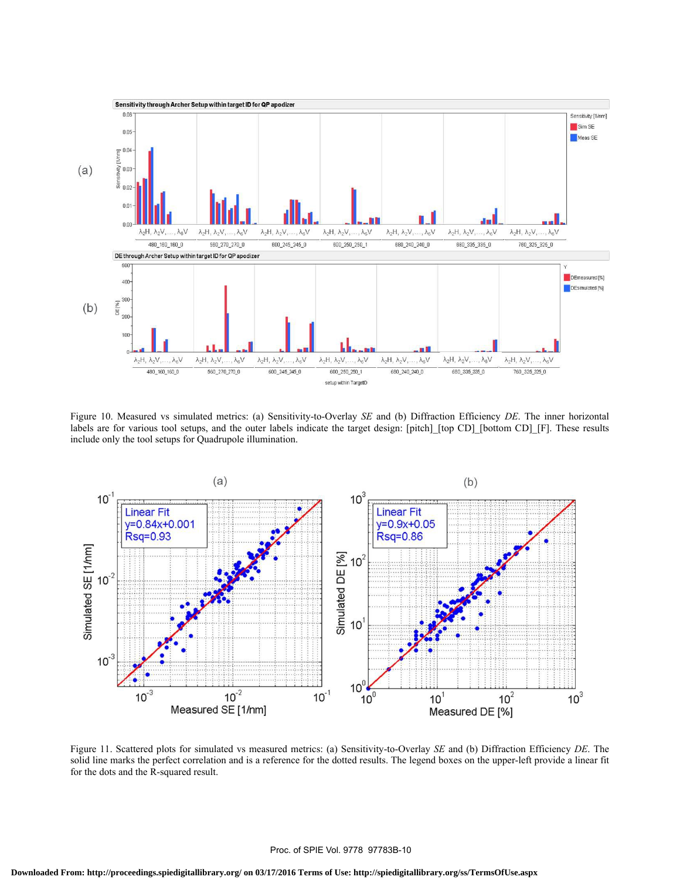Figure 10. Measured vs simulated metrics: (a) Sensitivity-to-Overlay *SE* and (b) Diffraction Efficiency *DE*. The inner horizontal labels are for various tool setups, and the outer labels indicate the target design: [pitch]_[top CD]_[bottom CD]_[F]. These results include only the tool setups for Quadrupole illumination.

Figure 11. Scattered plots for simulated vs measured metrics: (a) Sensitivity-to-Overlay *SE* and (b) Diffraction Efficiency *DE*. The solid line marks the perfect correlation and is a reference for the dotted results. The legend boxes on the upper-left provide a linear fit for the dots and the R-squared result.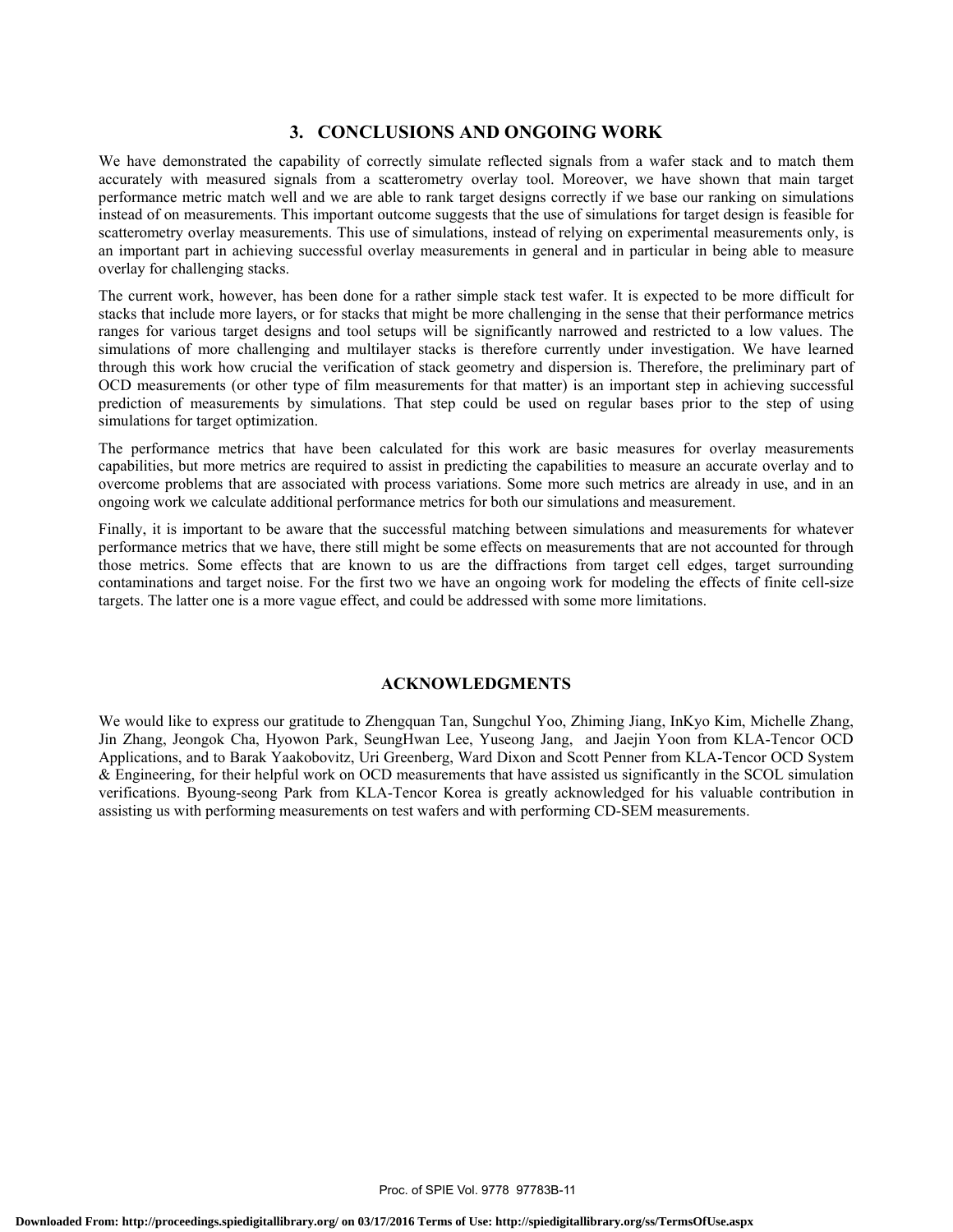## 3. CONCLUSIONS AND ONGOING WORK

We have demonstrated the capability of correctly simulate reflected signals from a wafer stack and to match them accurately with measured signals from a scatterometry overlay tool. Moreover, we have shown that main target performance metric match well and we are able to rank target designs correctly if we base our ranking on simulations instead of on measurements. This important outcome suggests that the use of simulations for target design is feasible for scatterometry overlay measurements. This use of simulations, instead of relying on experimental measurements only, is an important part in achieving successful overlay measurements in general and in particular in being able to measure overlay for challenging stacks.

The current work, however, has been done for a rather simple stack test wafer. It is expected to be more difficult for stacks that include more layers, or for stacks that might be more challenging in the sense that their performance metrics ranges for various target designs and tool setups will be significantly narrowed and restricted to a low values. The simulations of more challenging and multilayer stacks is therefore currently under investigation. We have learned through this work how crucial the verification of stack geometry and dispersion is. Therefore, the preliminary part of OCD measurements (or other type of film measurements for that matter) is an important step in achieving successful prediction of measurements by simulations. That step could be used on regular bases prior to the step of using simulations for target optimization.

The performance metrics that have been calculated for this work are basic measures for overlay measurements capabilities, but more metrics are required to assist in predicting the capabilities to measure an accurate overlay and to overcome problems that are associated with process variations. Some more such metrics are already in use, and in an ongoing work we calculate additional performance metrics for both our simulations and measurement.

Finally, it is important to be aware that the successful matching between simulations and measurements for whatever performance metrics that we have, there still might be some effects on measurements that are not accounted for through those metrics. Some effects that are known to us are the diffractions from target cell edges, target surrounding contaminations and target noise. For the first two we have an ongoing work for modeling the effects of finite cell-size targets. The latter one is a more vague effect, and could be addressed with some more limitations.

## ACKNOWLEDGMENTS

We would like to express our gratitude to Zhengquan Tan, Sungchul Yoo, Zhiming Jiang, InKyo Kim, Michelle Zhang, Jin Zhang, Jeongok Cha, Hyowon Park, SeungHwan Lee, Yuseong Jang, and Jaejin Yoon from KLA-Tencor OCD Applications, and to Barak Yaakobovitz, Uri Greenberg, Ward Dixon and Scott Penner from KLA-Tencor OCD System & Engineering, for their helpful work on OCD measurements that have assisted us significantly in the SCOL simulation verifications. Byoung-seong Park from KLA-Tencor Korea is greatly acknowledged for his valuable contribution in assisting us with performing measurements on test wafers and with performing CD-SEM measurements.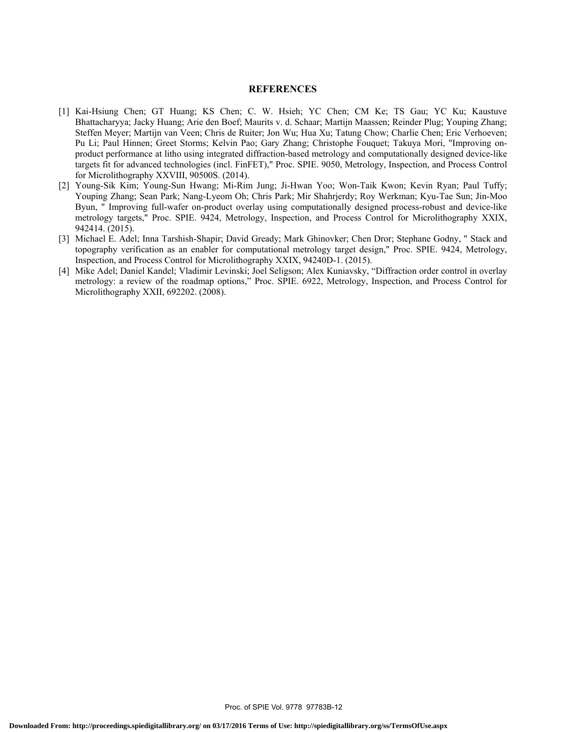## REFERENCES

[1] Kai-Hsiung Chen; GT Huang; KS Chen; C. W. Hsieh; YC Chen; CM Ke; TS Gau; YC Ku; Kaustuve Bhattacharyya; Jacky Huang; Arie den Boef; Maurits v. d. Schaar; Martijn Maassen; Reinder Plug; Youping Zhang; Steffen Meyer; Martijn van Veen; Chris de Ruiter; Jon Wu; Hua Xu; Tatung Chow; Charlie Chen; Eric Verhoeven; Pu Li; Paul Hinnen; Greet Storms; Kelvin Pao; Gary Zhang; Christophe Fouquet; Takuya Mori, "Improving on-product performance at litho using integrated diffraction-based metrology and computationally designed device-like targets fit for advanced technologies (incl. FinFET)," Proc. SPIE. 9050, Metrology, Inspection, and Process Control for Microlithography XXVIII, 90500S. (2014).

[2] Young-Sik Kim; Young-Sun Hwang; Mi-Rim Jung; Ji-Hwan Yoo; Won-Taik Kwon; Kevin Ryan; Paul Tuffy; Youping Zhang; Sean Park; Nang-Lyeom Oh; Chris Park; Mir Shahrjerdy; Roy Werkman; Kyu-Tae Sun; Jin-Moo Byun, " Improving full-wafer on-product overlay using computationally designed process-robust and device-like metrology targets," Proc. SPIE. 9424, Metrology, Inspection, and Process Control for Microlithography XXIX, 942414. (2015).

[3] Michael E. Adel; Inna Tarshish-Shapir; David Gready; Mark Ghinovker; Chen Dror; Stephane Godny, " Stack and topography verification as an enabler for computational metrology target design," Proc. SPIE. 9424, Metrology, Inspection, and Process Control for Microlithography XXIX, 94240D-1. (2015).

[4] Mike Adel; Daniel Kandel; Vladimir Levinski; Joel Seligson; Alex Kuniavsky, "Diffraction order control in overlay metrology: a review of the roadmap options," Proc. SPIE. 6922, Metrology, Inspection, and Process Control for Microlithography XXII, 692202. (2008).